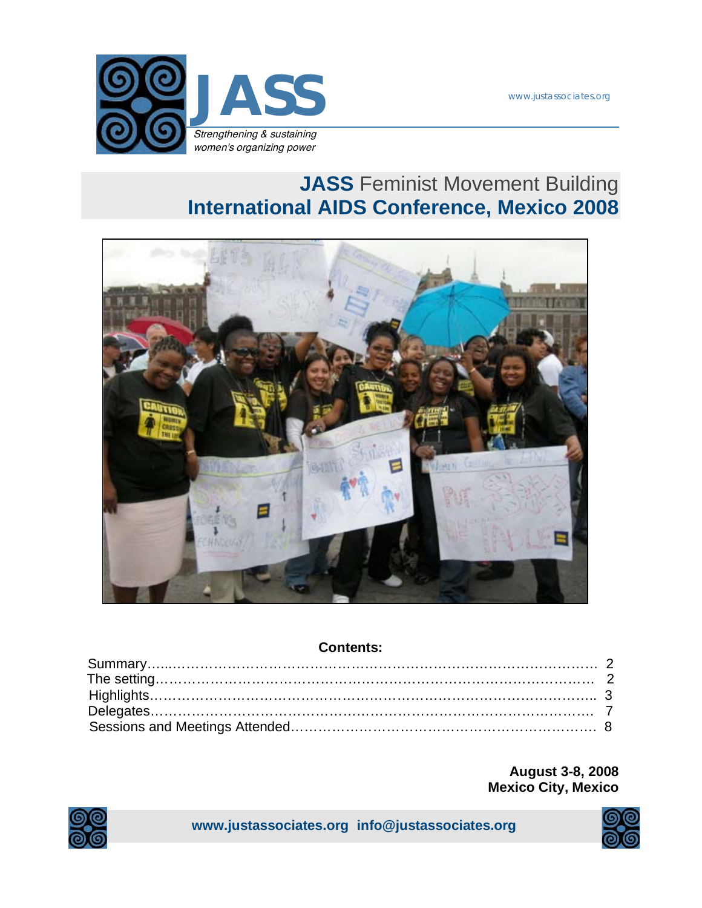JASS

*Strengthening & sustaining women's organizing power*

www.justassociates.org

# **JASS** Feminist Movement Building
# International AIDS Conference, Mexico 2008

**Contents:**

| | |
|---|---|
| Summary | 2 |
| The setting | 2 |
| Highlights | 3 |
| Delegates | 7 |
| Sessions and Meetings Attended | 8 |

**August 3-8, 2008**
**Mexico City, Mexico**

**www.justassociates.org info@justassociates.org**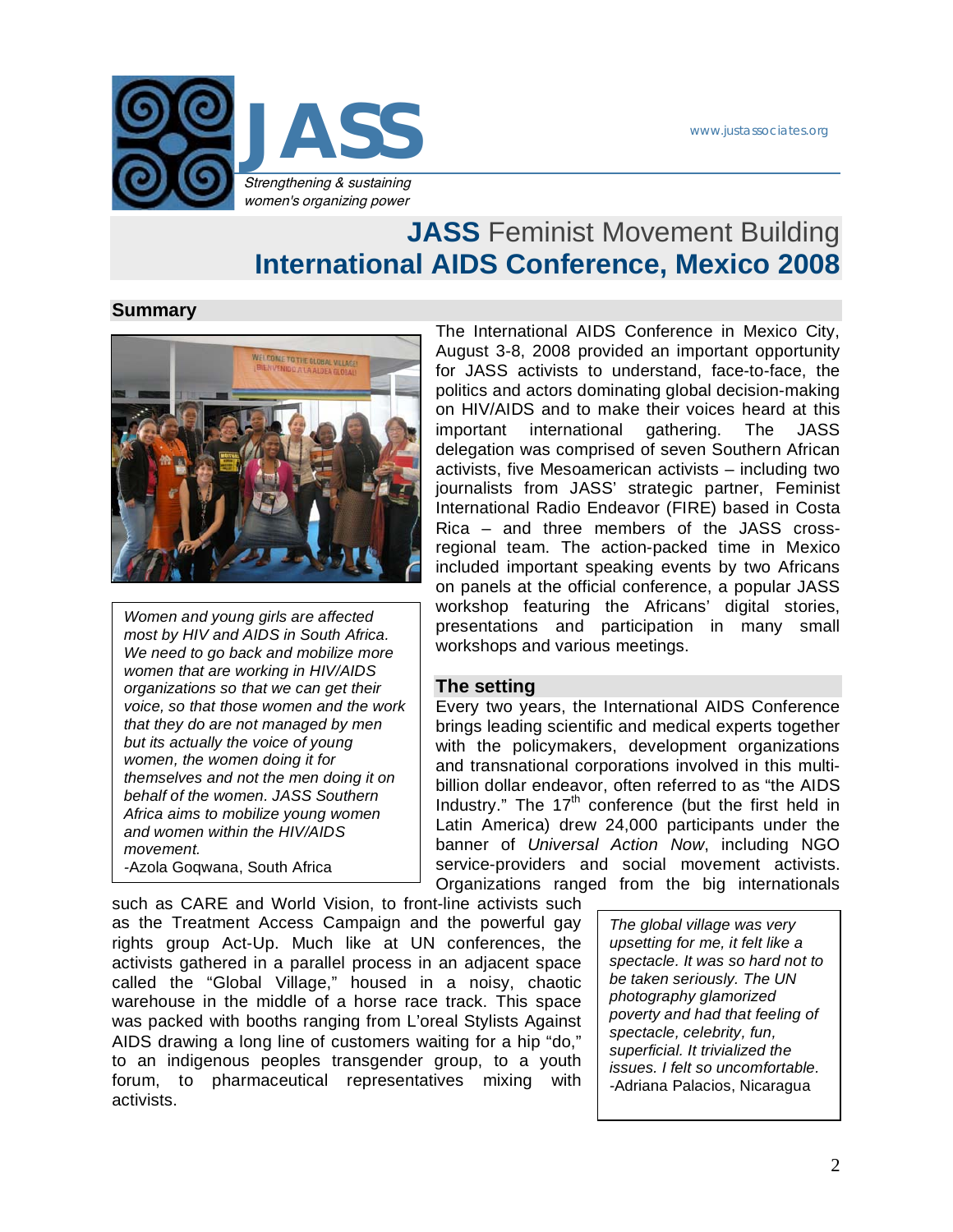# JASS Feminist Movement Building
# International AIDS Conference, Mexico 2008

## Summary

The International AIDS Conference in Mexico City, August 3-8, 2008 provided an important opportunity for JASS activists to understand, face-to-face, the politics and actors dominating global decision-making on HIV/AIDS and to make their voices heard at this important international gathering. The JASS delegation was comprised of seven Southern African activists, five Mesoamerican activists – including two journalists from JASS' strategic partner, Feminist International Radio Endeavor (FIRE) based in Costa Rica – and three members of the JASS cross-regional team. The action-packed time in Mexico included important speaking events by two Africans on panels at the official conference, a popular JASS workshop featuring the Africans' digital stories, presentations and participation in many small workshops and various meetings.

> *Women and young girls are affected most by HIV and AIDS in South Africa. We need to go back and mobilize more women that are working in HIV/AIDS organizations so that we can get their voice, so that those women and the work that they do are not managed by men but its actually the voice of young women, the women doing it for themselves and not the men doing it on behalf of the women. JASS Southern Africa aims to mobilize young women and women within the HIV/AIDS movement.*
>
> -Azola Goqwana, South Africa

## The setting

Every two years, the International AIDS Conference brings leading scientific and medical experts together with the policymakers, development organizations and transnational corporations involved in this multi-billion dollar endeavor, often referred to as "the AIDS Industry." The 17th conference (but the first held in Latin America) drew 24,000 participants under the banner of *Universal Action Now*, including NGO service-providers and social movement activists. Organizations ranged from the big internationals such as CARE and World Vision, to front-line activists such as the Treatment Access Campaign and the powerful gay rights group Act-Up. Much like at UN conferences, the activists gathered in a parallel process in an adjacent space called the "Global Village," housed in a noisy, chaotic warehouse in the middle of a horse race track. This space was packed with booths ranging from L'oreal Stylists Against AIDS drawing a long line of customers waiting for a hip "do," to an indigenous peoples transgender group, to a youth forum, to pharmaceutical representatives mixing with activists.

> *The global village was very upsetting for me, it felt like a spectacle. It was so hard not to be taken seriously. The UN photography glamorized poverty and had that feeling of spectacle, celebrity, fun, superficial. It trivialized the issues. I felt so uncomfortable.*
>
> -Adriana Palacios, Nicaragua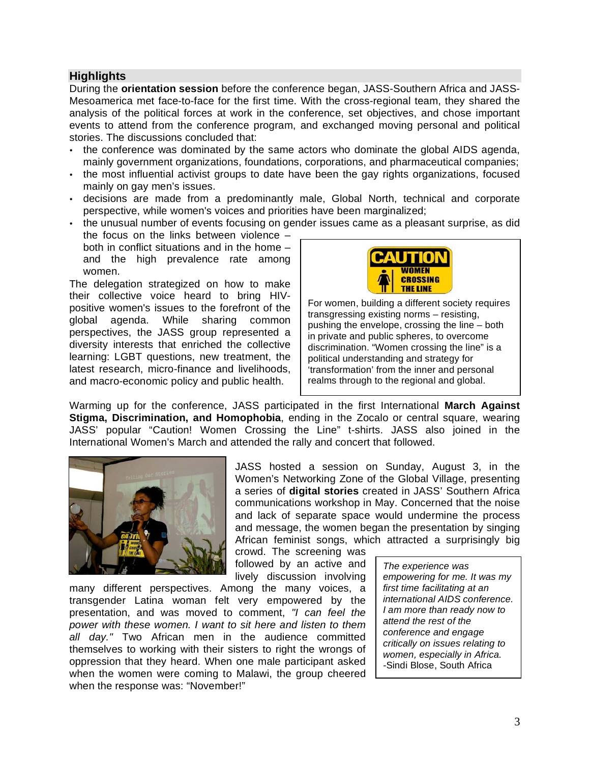## Highlights

During the **orientation session** before the conference began, JASS-Southern Africa and JASS-Mesoamerica met face-to-face for the first time. With the cross-regional team, they shared the analysis of the political forces at work in the conference, set objectives, and chose important events to attend from the conference program, and exchanged moving personal and political stories. The discussions concluded that:

- the conference was dominated by the same actors who dominate the global AIDS agenda, mainly government organizations, foundations, corporations, and pharmaceutical companies;
- the most influential activist groups to date have been the gay rights organizations, focused mainly on gay men's issues.
- decisions are made from a predominantly male, Global North, technical and corporate perspective, while women's voices and priorities have been marginalized;
- the unusual number of events focusing on gender issues came as a pleasant surprise, as did the focus on the links between violence – both in conflict situations and in the home – and the high prevalence rate among women.

The delegation strategized on how to make their collective voice heard to bring HIV-positive women's issues to the forefront of the global agenda. While sharing common perspectives, the JASS group represented a diversity interests that enriched the collective learning: LGBT questions, new treatment, the latest research, micro-finance and livelihoods, and macro-economic policy and public health.

> CAUTION WOMEN CROSSING THE LINE
>
> For women, building a different society requires transgressing existing norms – resisting, pushing the envelope, crossing the line – both in private and public spheres, to overcome discrimination. "Women crossing the line" is a political understanding and strategy for 'transformation' from the inner and personal realms through to the regional and global.

Warming up for the conference, JASS participated in the first International **March Against Stigma, Discrimination, and Homophobia**, ending in the Zocalo or central square, wearing JASS' popular "Caution! Women Crossing the Line" t-shirts. JASS also joined in the International Women's March and attended the rally and concert that followed.

JASS hosted a session on Sunday, August 3, in the Women's Networking Zone of the Global Village, presenting a series of **digital stories** created in JASS' Southern Africa communications workshop in May. Concerned that the noise and lack of separate space would undermine the process and message, the women began the presentation by singing African feminist songs, which attracted a surprisingly big crowd. The screening was followed by an active and lively discussion involving many different perspectives. Among the many voices, a transgender Latina woman felt very empowered by the presentation, and was moved to comment, *"I can feel the power with these women. I want to sit here and listen to them all day."* Two African men in the audience committed themselves to working with their sisters to right the wrongs of oppression that they heard. When one male participant asked when the women were coming to Malawi, the group cheered when the response was: "November!"

> *The experience was empowering for me. It was my first time facilitating at an international AIDS conference. I am more than ready now to attend the rest of the conference and engage critically on issues relating to women, especially in Africa.*
> -Sindi Blose, South Africa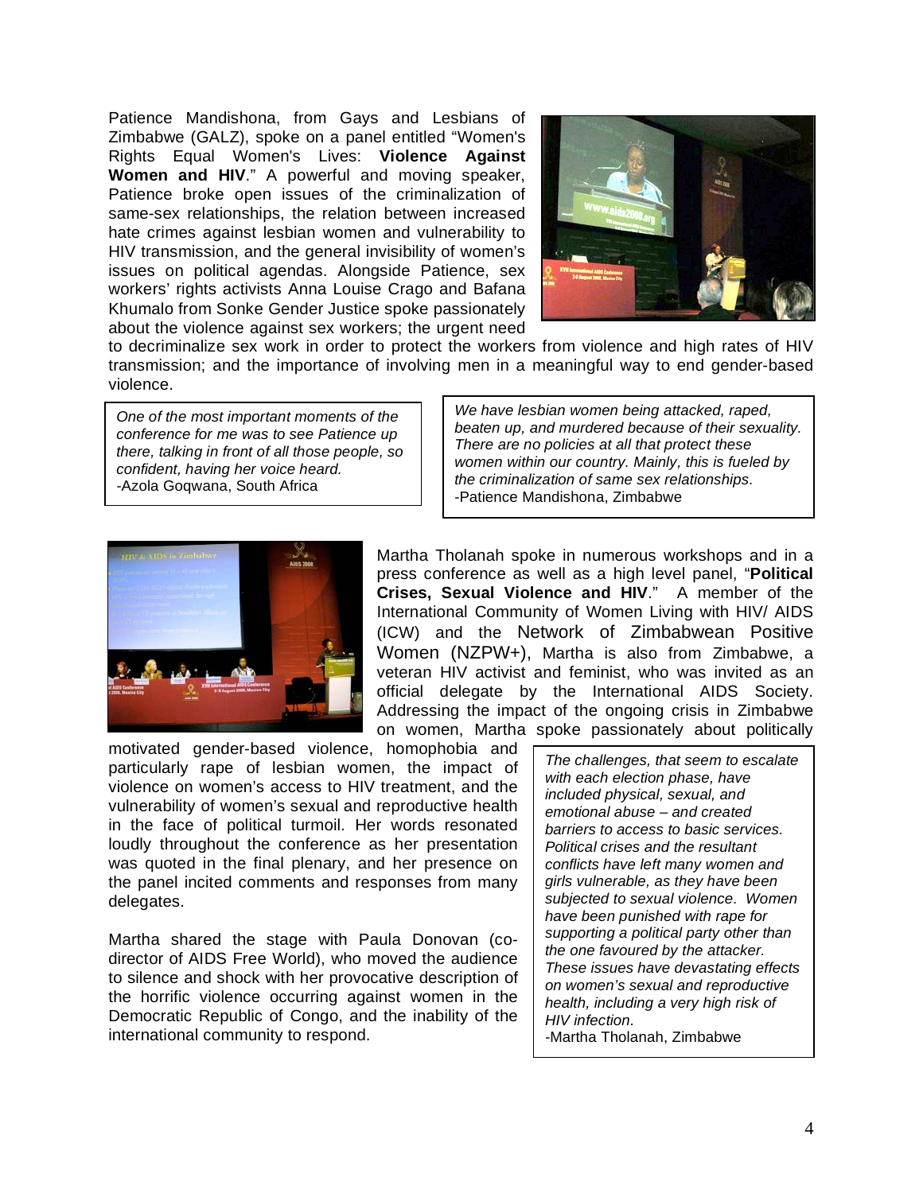Patience Mandishona, from Gays and Lesbians of Zimbabwe (GALZ), spoke on a panel entitled "Women's Rights Equal Women's Lives: **Violence Against Women and HIV**." A powerful and moving speaker, Patience broke open issues of the criminalization of same-sex relationships, the relation between increased hate crimes against lesbian women and vulnerability to HIV transmission, and the general invisibility of women's issues on political agendas. Alongside Patience, sex workers' rights activists Anna Louise Crago and Bafana Khumalo from Sonke Gender Justice spoke passionately about the violence against sex workers; the urgent need to decriminalize sex work in order to protect the workers from violence and high rates of HIV transmission; and the importance of involving men in a meaningful way to end gender-based violence.

> *One of the most important moments of the conference for me was to see Patience up there, talking in front of all those people, so confident, having her voice heard.*
> -Azola Goqwana, South Africa

> *We have lesbian women being attacked, raped, beaten up, and murdered because of their sexuality. There are no policies at all that protect these women within our country. Mainly, this is fueled by the criminalization of same sex relationships.*
> -Patience Mandishona, Zimbabwe

Martha Tholanah spoke in numerous workshops and in a press conference as well as a high level panel, "**Political Crises, Sexual Violence and HIV**." A member of the International Community of Women Living with HIV/ AIDS (ICW) and the Network of Zimbabwean Positive Women (NZPW+), Martha is also from Zimbabwe, a veteran HIV activist and feminist, who was invited as an official delegate by the International AIDS Society. Addressing the impact of the ongoing crisis in Zimbabwe on women, Martha spoke passionately about politically motivated gender-based violence, homophobia and particularly rape of lesbian women, the impact of violence on women's access to HIV treatment, and the vulnerability of women's sexual and reproductive health in the face of political turmoil. Her words resonated loudly throughout the conference as her presentation was quoted in the final plenary, and her presence on the panel incited comments and responses from many delegates.

Martha shared the stage with Paula Donovan (co-director of AIDS Free World), who moved the audience to silence and shock with her provocative description of the horrific violence occurring against women in the Democratic Republic of Congo, and the inability of the international community to respond.

> *The challenges, that seem to escalate with each election phase, have included physical, sexual, and emotional abuse – and created barriers to access to basic services. Political crises and the resultant conflicts have left many women and girls vulnerable, as they have been subjected to sexual violence. Women have been punished with rape for supporting a political party other than the one favoured by the attacker. These issues have devastating effects on women's sexual and reproductive health, including a very high risk of HIV infection.*
> -Martha Tholanah, Zimbabwe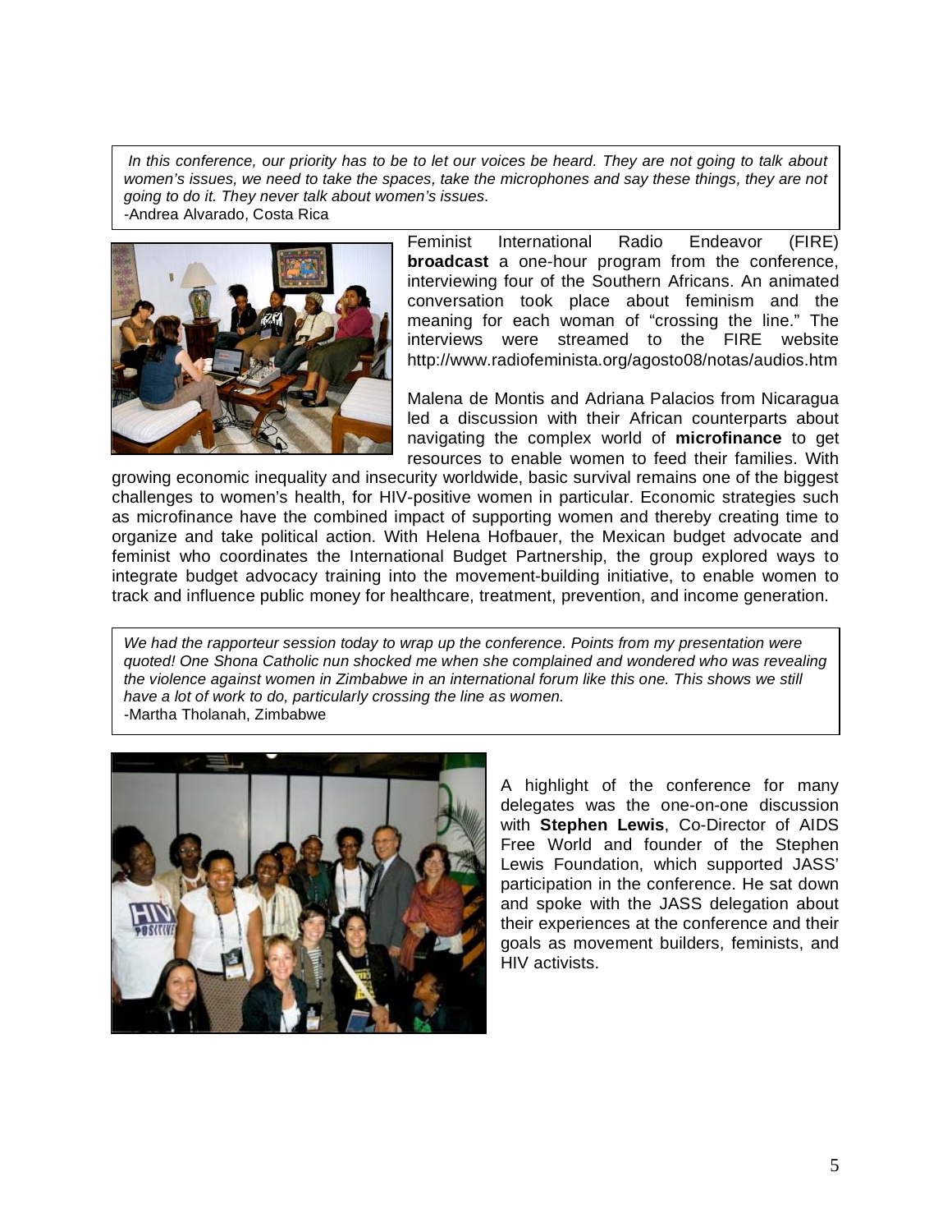*In this conference, our priority has to be to let our voices be heard. They are not going to talk about women's issues, we need to take the spaces, take the microphones and say these things, they are not going to do it. They never talk about women's issues.*
-Andrea Alvarado, Costa Rica

Feminist International Radio Endeavor (FIRE) **broadcast** a one-hour program from the conference, interviewing four of the Southern Africans. An animated conversation took place about feminism and the meaning for each woman of "crossing the line." The interviews were streamed to the FIRE website http://www.radiofeminista.org/agosto08/notas/audios.htm

Malena de Montis and Adriana Palacios from Nicaragua led a discussion with their African counterparts about navigating the complex world of **microfinance** to get resources to enable women to feed their families. With growing economic inequality and insecurity worldwide, basic survival remains one of the biggest challenges to women's health, for HIV-positive women in particular. Economic strategies such as microfinance have the combined impact of supporting women and thereby creating time to organize and take political action. With Helena Hofbauer, the Mexican budget advocate and feminist who coordinates the International Budget Partnership, the group explored ways to integrate budget advocacy training into the movement-building initiative, to enable women to track and influence public money for healthcare, treatment, prevention, and income generation.

*We had the rapporteur session today to wrap up the conference. Points from my presentation were quoted! One Shona Catholic nun shocked me when she complained and wondered who was revealing the violence against women in Zimbabwe in an international forum like this one. This shows we still have a lot of work to do, particularly crossing the line as women.*
-Martha Tholanah, Zimbabwe

A highlight of the conference for many delegates was the one-on-one discussion with **Stephen Lewis**, Co-Director of AIDS Free World and founder of the Stephen Lewis Foundation, which supported JASS' participation in the conference. He sat down and spoke with the JASS delegation about their experiences at the conference and their goals as movement builders, feminists, and HIV activists.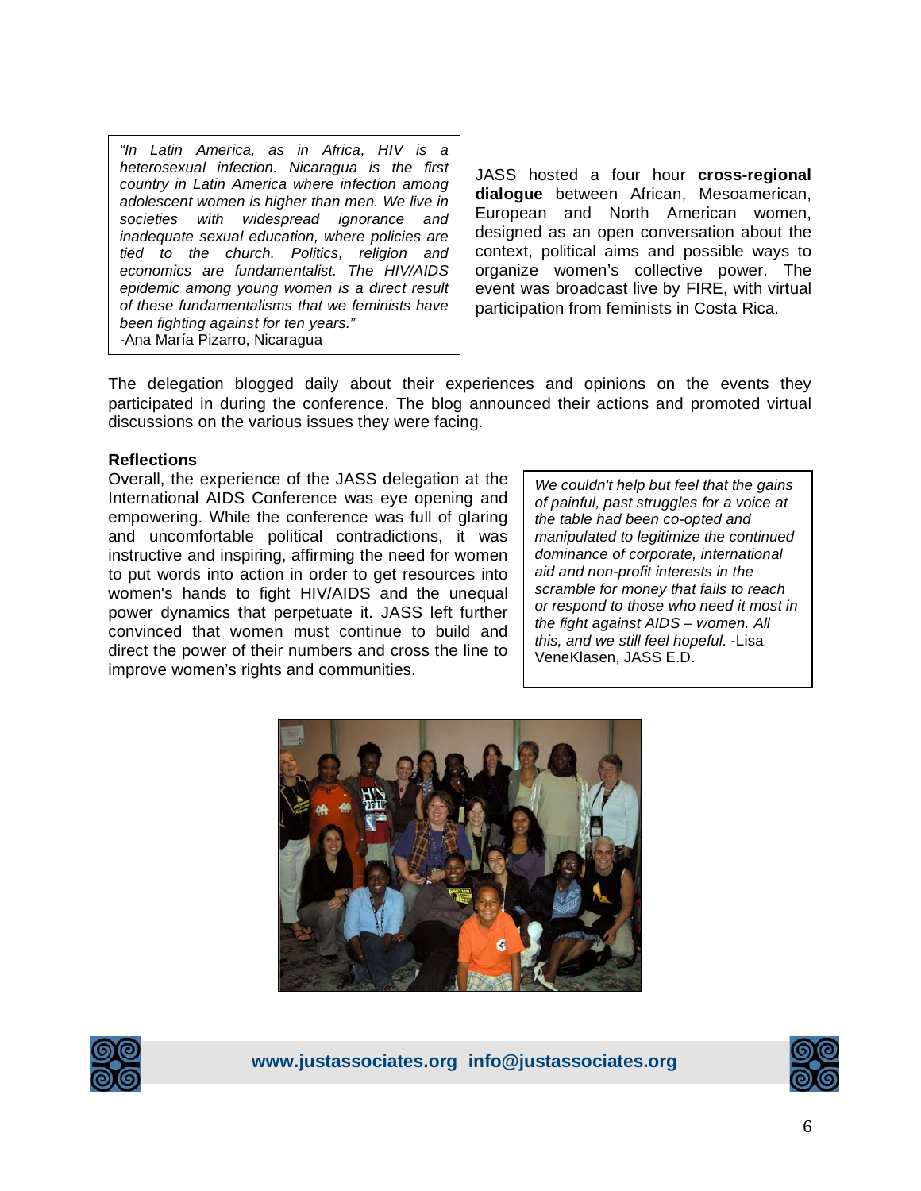*"In Latin America, as in Africa, HIV is a heterosexual infection. Nicaragua is the first country in Latin America where infection among adolescent women is higher than men. We live in societies with widespread ignorance and inadequate sexual education, where policies are tied to the church. Politics, religion and economics are fundamentalist. The HIV/AIDS epidemic among young women is a direct result of these fundamentalisms that we feminists have been fighting against for ten years."*
-Ana María Pizarro, Nicaragua

JASS hosted a four hour **cross-regional dialogue** between African, Mesoamerican, European and North American women, designed as an open conversation about the context, political aims and possible ways to organize women's collective power. The event was broadcast live by FIRE, with virtual participation from feminists in Costa Rica.

The delegation blogged daily about their experiences and opinions on the events they participated in during the conference. The blog announced their actions and promoted virtual discussions on the various issues they were facing.

**Reflections**

Overall, the experience of the JASS delegation at the International AIDS Conference was eye opening and empowering. While the conference was full of glaring and uncomfortable political contradictions, it was instructive and inspiring, affirming the need for women to put words into action in order to get resources into women's hands to fight HIV/AIDS and the unequal power dynamics that perpetuate it. JASS left further convinced that women must continue to build and direct the power of their numbers and cross the line to improve women's rights and communities.

*We couldn't help but feel that the gains of painful, past struggles for a voice at the table had been co-opted and manipulated to legitimize the continued dominance of corporate, international aid and non-profit interests in the scramble for money that fails to reach or respond to those who need it most in the fight against AIDS – women. All this, and we still feel hopeful.* -Lisa VeneKlasen, JASS E.D.

**www.justassociates.org info@justassociates.org**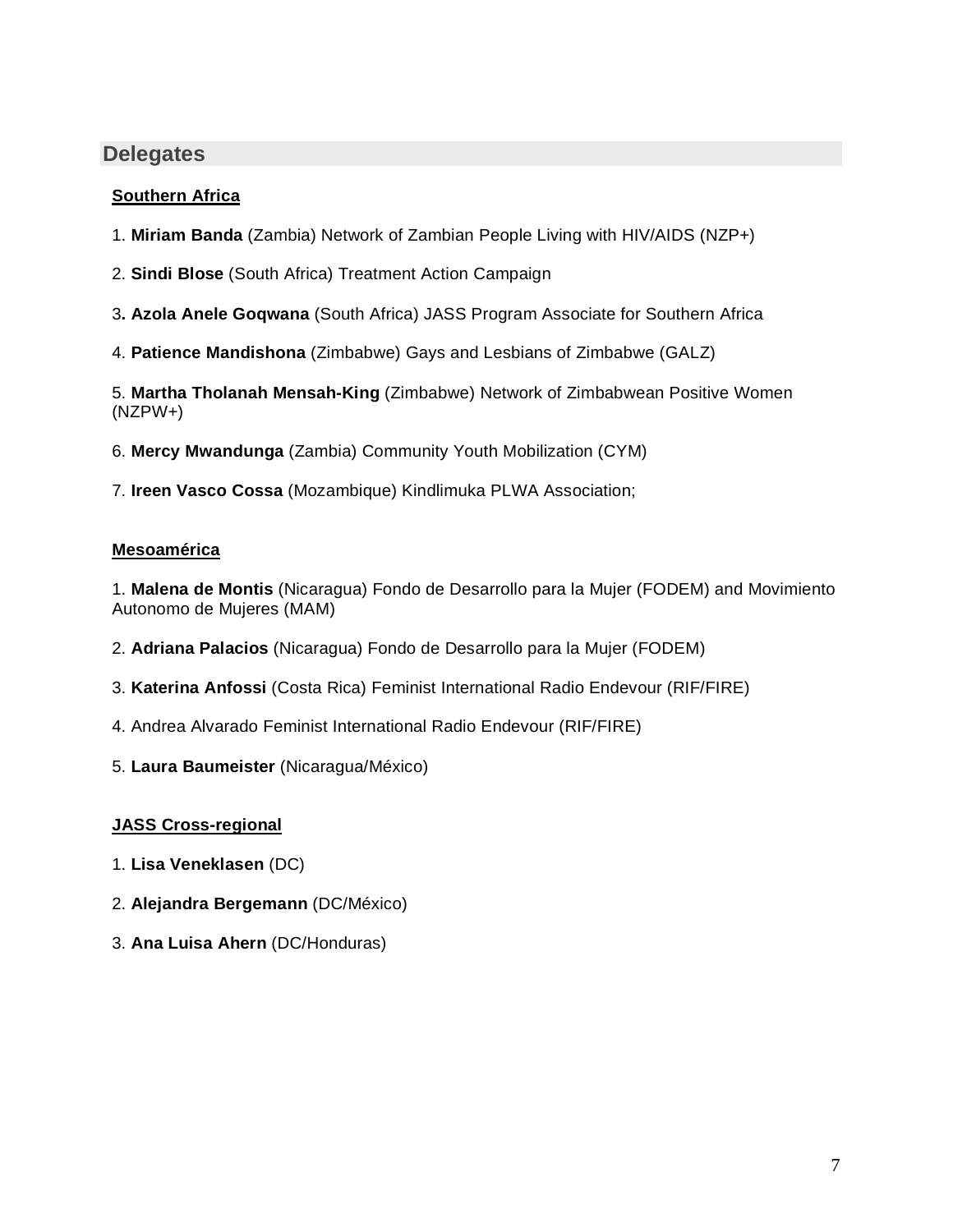## Delegates

### Southern Africa

1. **Miriam Banda** (Zambia) Network of Zambian People Living with HIV/AIDS (NZP+)

2. **Sindi Blose** (South Africa) Treatment Action Campaign

3**. Azola Anele Goqwana** (South Africa) JASS Program Associate for Southern Africa

4. **Patience Mandishona** (Zimbabwe) Gays and Lesbians of Zimbabwe (GALZ)

5. **Martha Tholanah Mensah-King** (Zimbabwe) Network of Zimbabwean Positive Women (NZPW+)

6. **Mercy Mwandunga** (Zambia) Community Youth Mobilization (CYM)

7. **Ireen Vasco Cossa** (Mozambique) Kindlimuka PLWA Association;

### Mesoamérica

1. **Malena de Montis** (Nicaragua) Fondo de Desarrollo para la Mujer (FODEM) and Movimiento Autonomo de Mujeres (MAM)

2. **Adriana Palacios** (Nicaragua) Fondo de Desarrollo para la Mujer (FODEM)

3. **Katerina Anfossi** (Costa Rica) Feminist International Radio Endevour (RIF/FIRE)

4. Andrea Alvarado Feminist International Radio Endevour (RIF/FIRE)

5. **Laura Baumeister** (Nicaragua/México)

### JASS Cross-regional

1. **Lisa Veneklasen** (DC)

2. **Alejandra Bergemann** (DC/México)

3. **Ana Luisa Ahern** (DC/Honduras)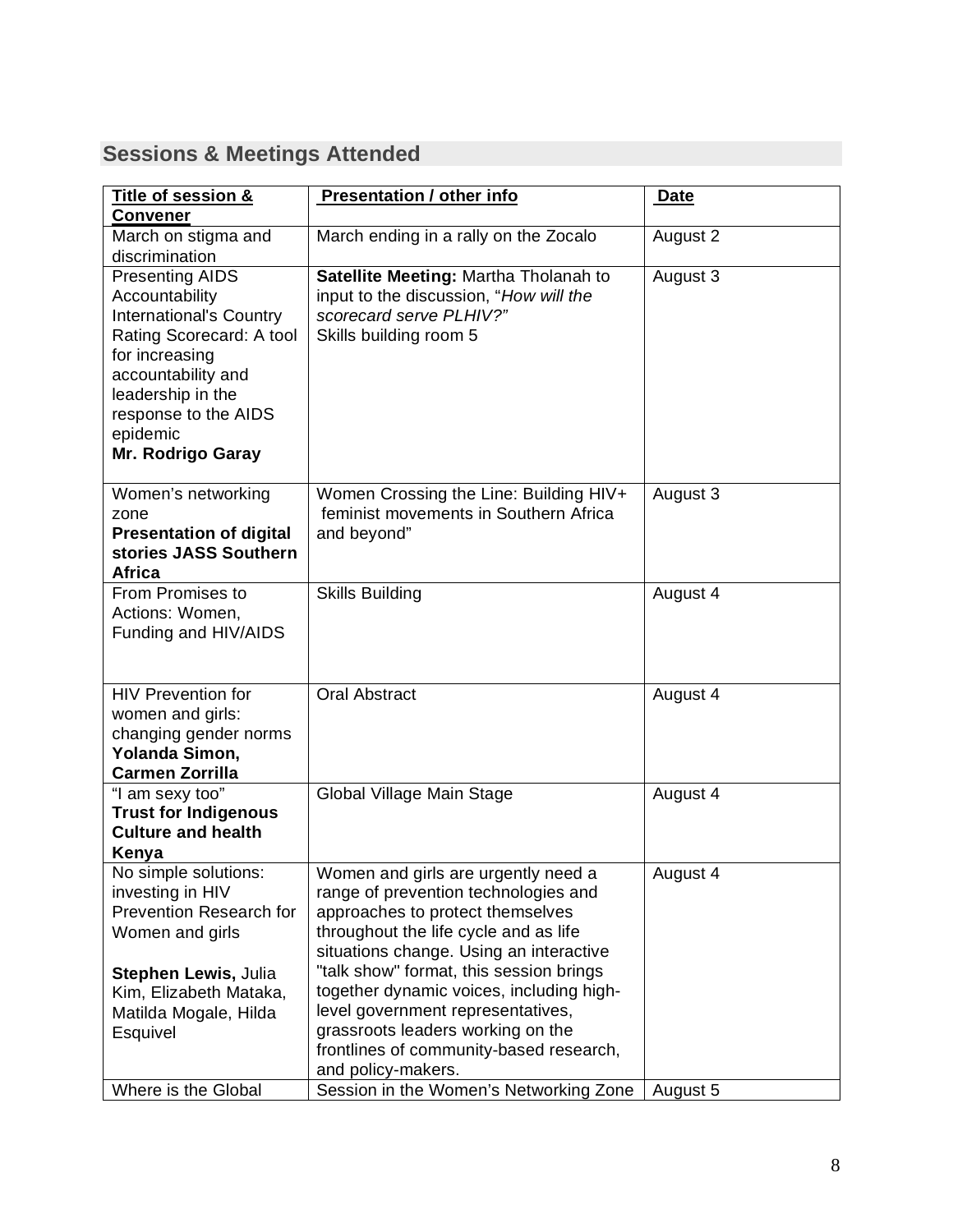## Sessions & Meetings Attended

| Title of session & Convener | Presentation / other info | Date |
|---|---|---|
| March on stigma and discrimination | March ending in a rally on the Zocalo | August 2 |
| Presenting AIDS Accountability International's Country Rating Scorecard: A tool for increasing accountability and leadership in the response to the AIDS epidemic **Mr. Rodrigo Garay** | **Satellite Meeting:** Martha Tholanah to input to the discussion, "*How will the scorecard serve PLHIV?"* Skills building room 5 | August 3 |
| Women's networking zone **Presentation of digital stories JASS Southern Africa** | Women Crossing the Line: Building HIV+ feminist movements in Southern Africa and beyond" | August 3 |
| From Promises to Actions: Women, Funding and HIV/AIDS | Skills Building | August 4 |
| HIV Prevention for women and girls: changing gender norms **Yolanda Simon, Carmen Zorrilla** | Oral Abstract | August 4 |
| "I am sexy too" **Trust for Indigenous Culture and health Kenya** | Global Village Main Stage | August 4 |
| No simple solutions: investing in HIV Prevention Research for Women and girls **Stephen Lewis,** Julia Kim, Elizabeth Mataka, Matilda Mogale, Hilda Esquivel | Women and girls are urgently need a range of prevention technologies and approaches to protect themselves throughout the life cycle and as life situations change. Using an interactive "talk show" format, this session brings together dynamic voices, including high-level government representatives, grassroots leaders working on the frontlines of community-based research, and policy-makers. | August 4 |
| Where is the Global | Session in the Women's Networking Zone | August 5 |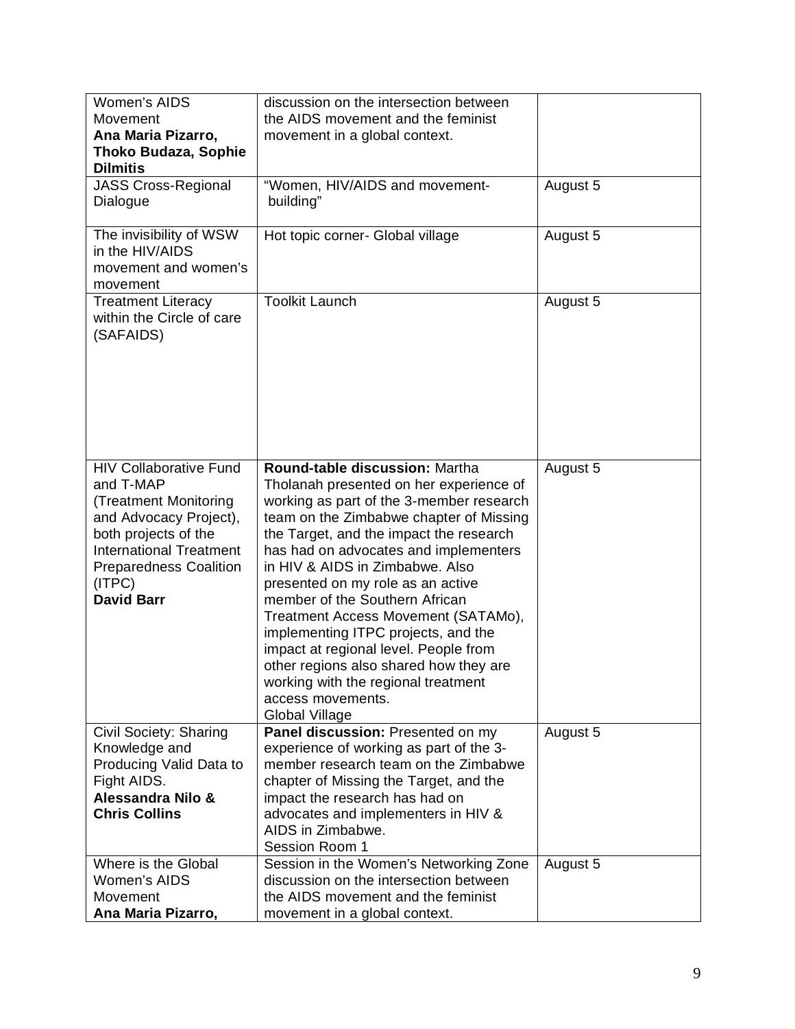| | | |
|---|---|---|
| Women's AIDS Movement **Ana Maria Pizarro, Thoko Budaza, Sophie Dilmitis** | discussion on the intersection between the AIDS movement and the feminist movement in a global context. | |
| JASS Cross-Regional Dialogue | "Women, HIV/AIDS and movement-building" | August 5 |
| The invisibility of WSW in the HIV/AIDS movement and women's movement | Hot topic corner- Global village | August 5 |
| Treatment Literacy within the Circle of care (SAFAIDS) | Toolkit Launch | August 5 |
| HIV Collaborative Fund and T-MAP (Treatment Monitoring and Advocacy Project), both projects of the International Treatment Preparedness Coalition (ITPC) **David Barr** | **Round-table discussion:** Martha Tholanah presented on her experience of working as part of the 3-member research team on the Zimbabwe chapter of Missing the Target, and the impact the research has had on advocates and implementers in HIV & AIDS in Zimbabwe. Also presented on my role as an active member of the Southern African Treatment Access Movement (SATAMo), implementing ITPC projects, and the impact at regional level. People from other regions also shared how they are working with the regional treatment access movements. Global Village | August 5 |
| Civil Society: Sharing Knowledge and Producing Valid Data to Fight AIDS. **Alessandra Nilo & Chris Collins** | **Panel discussion:** Presented on my experience of working as part of the 3-member research team on the Zimbabwe chapter of Missing the Target, and the impact the research has had on advocates and implementers in HIV & AIDS in Zimbabwe. Session Room 1 | August 5 |
| Where is the Global Women's AIDS Movement **Ana Maria Pizarro,** | Session in the Women's Networking Zone discussion on the intersection between the AIDS movement and the feminist movement in a global context. | August 5 |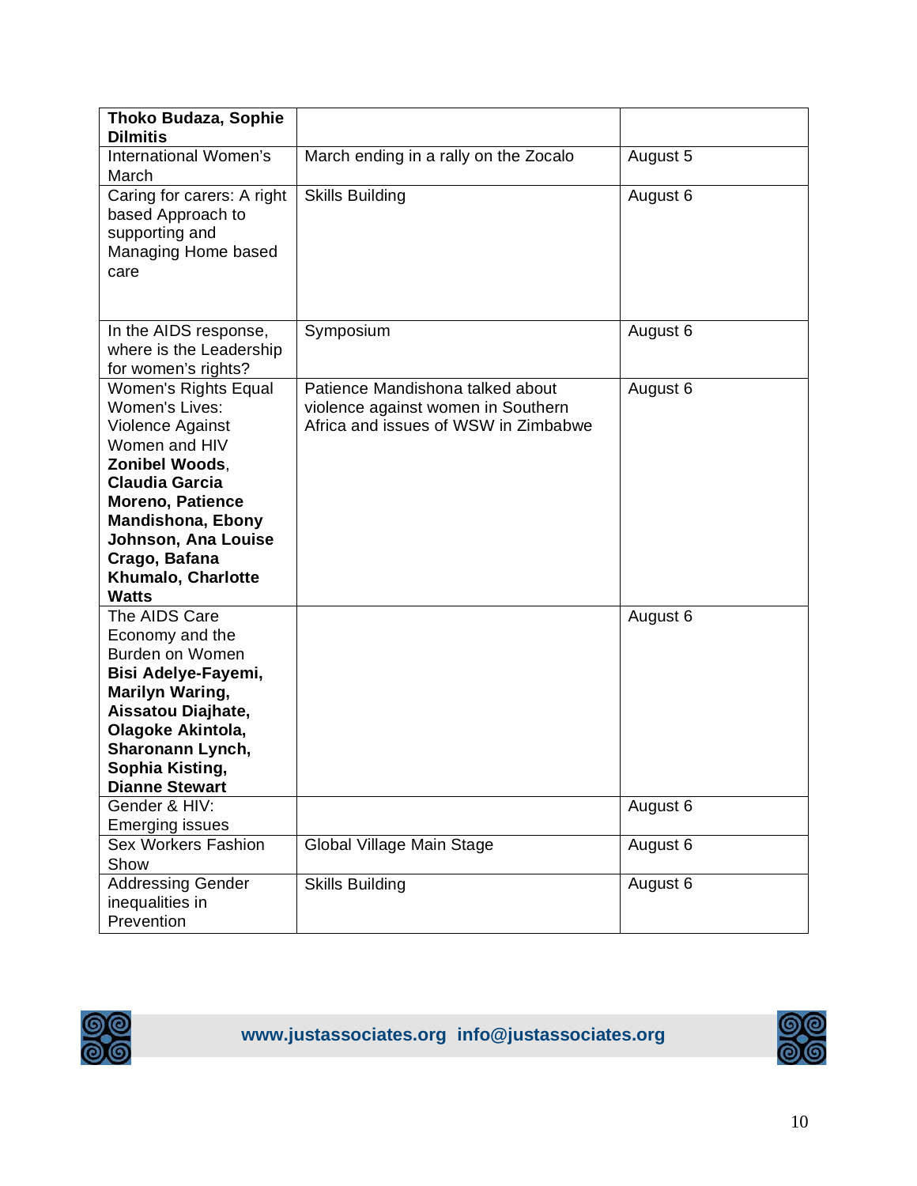| | | |
|---|---|---|
| **Thoko Budaza, Sophie Dilmitis** | | |
| International Women's March | March ending in a rally on the Zocalo | August 5 |
| Caring for carers: A right based Approach to supporting and Managing Home based care | Skills Building | August 6 |
| In the AIDS response, where is the Leadership for women's rights? | Symposium | August 6 |
| Women's Rights Equal Women's Lives: Violence Against Women and HIV **Zonibel Woods**, **Claudia Garcia Moreno, Patience Mandishona, Ebony Johnson, Ana Louise Crago, Bafana Khumalo, Charlotte Watts** | Patience Mandishona talked about violence against women in Southern Africa and issues of WSW in Zimbabwe | August 6 |
| The AIDS Care Economy and the Burden on Women **Bisi Adelye-Fayemi, Marilyn Waring, Aissatou Diajhate, Olagoke Akintola, Sharonann Lynch, Sophia Kisting, Dianne Stewart** | | August 6 |
| Gender & HIV: Emerging issues | | August 6 |
| Sex Workers Fashion Show | Global Village Main Stage | August 6 |
| Addressing Gender inequalities in Prevention | Skills Building | August 6 |